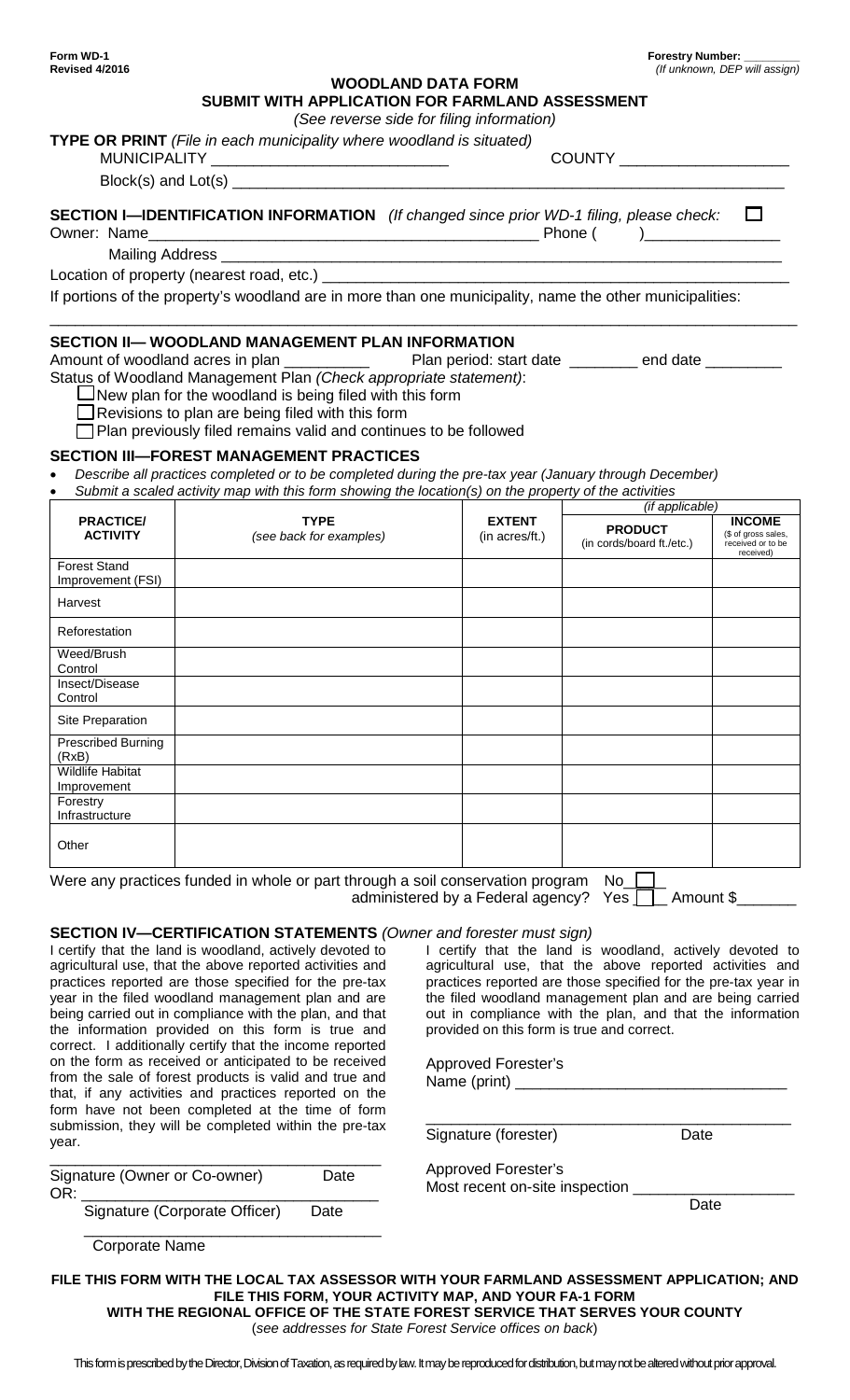Form WD-1
Revised 4/2016

Forestry Number: ________
*(If unknown, DEP will assign)*

# WOODLAND DATA FORM

## SUBMIT WITH APPLICATION FOR FARMLAND ASSESSMENT

*(See reverse side for filing information)*

**TYPE OR PRINT** *(File in each municipality where woodland is situated)*

MUNICIPALITY ___________________________ COUNTY ___________________

Block(s) and Lot(s) ___________________________________________________________________

**SECTION I—IDENTIFICATION INFORMATION** *(If changed since prior WD-1 filing, please check:* ☐

Owner: Name_____________________________________________ Phone ( )_______________

Mailing Address ___________________________________________________________________

Location of property (nearest road, etc.) _____________________________________________________

If portions of the property's woodland are in more than one municipality, name the other municipalities:

_____________________________________________________________________________________

**SECTION II— WOODLAND MANAGEMENT PLAN INFORMATION**

Amount of woodland acres in plan __________ Plan period: start date ________ end date ________

Status of Woodland Management Plan *(Check appropriate statement)*:

☐ New plan for the woodland is being filed with this form
☐ Revisions to plan are being filed with this form
☐ Plan previously filed remains valid and continues to be followed

**SECTION III—FOREST MANAGEMENT PRACTICES**

- *Describe all practices completed or to be completed during the pre-tax year (January through December)*
- *Submit a scaled activity map with this form showing the location(s) on the property of the activities*

| PRACTICE/ ACTIVITY | TYPE (see back for examples) | EXTENT (in acres/ft.) | (if applicable) PRODUCT (in cords/board ft./etc.) | INCOME ($ of gross sales, received or to be received) |
|---|---|---|---|---|
| Forest Stand Improvement (FSI) | | | | |
| Harvest | | | | |
| Reforestation | | | | |
| Weed/Brush Control | | | | |
| Insect/Disease Control | | | | |
| Site Preparation | | | | |
| Prescribed Burning (RxB) | | | | |
| Wildlife Habitat Improvement | | | | |
| Forestry Infrastructure | | | | |
| Other | | | | |

Were any practices funded in whole or part through a soil conservation program No ☐
administered by a Federal agency? Yes ☐ Amount $_______

**SECTION IV—CERTIFICATION STATEMENTS** *(Owner and forester must sign)*

I certify that the land is woodland, actively devoted to agricultural use, that the above reported activities and practices reported are those specified for the pre-tax year in the filed woodland management plan and are being carried out in compliance with the plan, and that the information provided on this form is true and correct. I additionally certify that the income reported on the form as received or anticipated to be received from the sale of forest products is valid and true and that, if any activities and practices reported on the form have not been completed at the time of form submission, they will be completed within the pre-tax year.

_____________________________________
Signature (Owner or Co-owner) Date

OR: _________________________________
Signature (Corporate Officer) Date

_____________________________________
Corporate Name

I certify that the land is woodland, actively devoted to agricultural use, that the above reported activities and practices reported are those specified for the pre-tax year in the filed woodland management plan and are being carried out in compliance with the plan, and that the information provided on this form is true and correct.

Approved Forester's
Name (print) _______________________________

_____________________________________________
Signature (forester) Date

Approved Forester's
Most recent on-site inspection ___________________
Date

**FILE THIS FORM WITH THE LOCAL TAX ASSESSOR WITH YOUR FARMLAND ASSESSMENT APPLICATION; AND FILE THIS FORM, YOUR ACTIVITY MAP, AND YOUR FA-1 FORM WITH THE REGIONAL OFFICE OF THE STATE FOREST SERVICE THAT SERVES YOUR COUNTY**
(*see addresses for State Forest Service offices on back*)

This form is prescribed by the Director, Division of Taxation, as required by law. It may be reproduced for distribution, but may not be altered without prior approval.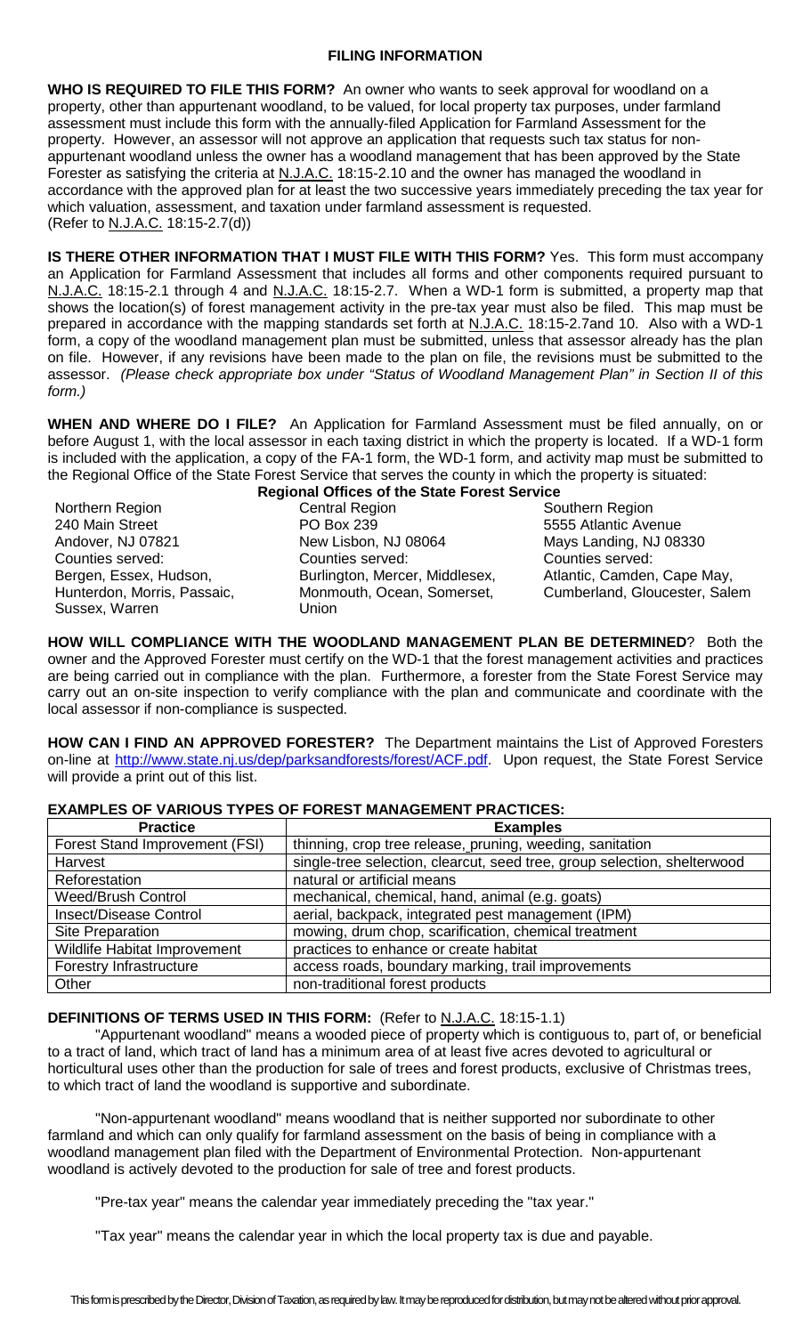# FILING INFORMATION

**WHO IS REQUIRED TO FILE THIS FORM?** An owner who wants to seek approval for woodland on a property, other than appurtenant woodland, to be valued, for local property tax purposes, under farmland assessment must include this form with the annually-filed Application for Farmland Assessment for the property. However, an assessor will not approve an application that requests such tax status for non-appurtenant woodland unless the owner has a woodland management that has been approved by the State Forester as satisfying the criteria at N.J.A.C. 18:15-2.10 and the owner has managed the woodland in accordance with the approved plan for at least the two successive years immediately preceding the tax year for which valuation, assessment, and taxation under farmland assessment is requested. (Refer to N.J.A.C. 18:15-2.7(d))

**IS THERE OTHER INFORMATION THAT I MUST FILE WITH THIS FORM?** Yes. This form must accompany an Application for Farmland Assessment that includes all forms and other components required pursuant to N.J.A.C. 18:15-2.1 through 4 and N.J.A.C. 18:15-2.7. When a WD-1 form is submitted, a property map that shows the location(s) of forest management activity in the pre-tax year must also be filed. This map must be prepared in accordance with the mapping standards set forth at N.J.A.C. 18:15-2.7and 10. Also with a WD-1 form, a copy of the woodland management plan must be submitted, unless that assessor already has the plan on file. However, if any revisions have been made to the plan on file, the revisions must be submitted to the assessor. *(Please check appropriate box under "Status of Woodland Management Plan" in Section II of this form.)*

**WHEN AND WHERE DO I FILE?** An Application for Farmland Assessment must be filed annually, on or before August 1, with the local assessor in each taxing district in which the property is located. If a WD-1 form is included with the application, a copy of the FA-1 form, the WD-1 form, and activity map must be submitted to the Regional Office of the State Forest Service that serves the county in which the property is situated:

**Regional Offices of the State Forest Service**

| | | |
|---|---|---|
| Northern Region<br>240 Main Street<br>Andover, NJ 07821<br>Counties served:<br>Bergen, Essex, Hudson, Hunterdon, Morris, Passaic, Sussex, Warren | Central Region<br>PO Box 239<br>New Lisbon, NJ 08064<br>Counties served:<br>Burlington, Mercer, Middlesex, Monmouth, Ocean, Somerset, Union | Southern Region<br>5555 Atlantic Avenue<br>Mays Landing, NJ 08330<br>Counties served:<br>Atlantic, Camden, Cape May, Cumberland, Gloucester, Salem |

**HOW WILL COMPLIANCE WITH THE WOODLAND MANAGEMENT PLAN BE DETERMINED?** Both the owner and the Approved Forester must certify on the WD-1 that the forest management activities and practices are being carried out in compliance with the plan. Furthermore, a forester from the State Forest Service may carry out an on-site inspection to verify compliance with the plan and communicate and coordinate with the local assessor if non-compliance is suspected.

**HOW CAN I FIND AN APPROVED FORESTER?** The Department maintains the List of Approved Foresters on-line at http://www.state.nj.us/dep/parksandforests/forest/ACF.pdf. Upon request, the State Forest Service will provide a print out of this list.

**EXAMPLES OF VARIOUS TYPES OF FOREST MANAGEMENT PRACTICES:**

| Practice | Examples |
|---|---|
| Forest Stand Improvement (FSI) | thinning, crop tree release, pruning, weeding, sanitation |
| Harvest | single-tree selection, clearcut, seed tree, group selection, shelterwood |
| Reforestation | natural or artificial means |
| Weed/Brush Control | mechanical, chemical, hand, animal (e.g. goats) |
| Insect/Disease Control | aerial, backpack, integrated pest management (IPM) |
| Site Preparation | mowing, drum chop, scarification, chemical treatment |
| Wildlife Habitat Improvement | practices to enhance or create habitat |
| Forestry Infrastructure | access roads, boundary marking, trail improvements |
| Other | non-traditional forest products |

**DEFINITIONS OF TERMS USED IN THIS FORM:** (Refer to N.J.A.C. 18:15-1.1)

"Appurtenant woodland" means a wooded piece of property which is contiguous to, part of, or beneficial to a tract of land, which tract of land has a minimum area of at least five acres devoted to agricultural or horticultural uses other than the production for sale of trees and forest products, exclusive of Christmas trees, to which tract of land the woodland is supportive and subordinate.

"Non-appurtenant woodland" means woodland that is neither supported nor subordinate to other farmland and which can only qualify for farmland assessment on the basis of being in compliance with a woodland management plan filed with the Department of Environmental Protection. Non-appurtenant woodland is actively devoted to the production for sale of tree and forest products.

"Pre-tax year" means the calendar year immediately preceding the "tax year."

"Tax year" means the calendar year in which the local property tax is due and payable.

This form is prescribed by the Director, Division of Taxation, as required by law. It may be reproduced for distribution, but may not be altered without prior approval.